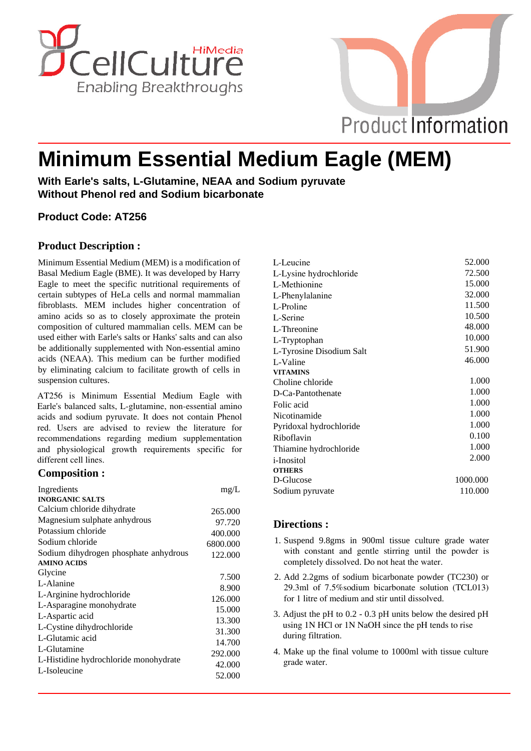# Minimum Essential Medium Eagle (MEM)

**With Earle's salts, L-Glutamine, NEAA and Sodium pyruvate**
**Without Phenol red and Sodium bicarbonate**

**Product Code: AT256**

## Product Description :

Minimum Essential Medium (MEM) is a modification of Basal Medium Eagle (BME). It was developed by Harry Eagle to meet the specific nutritional requirements of certain subtypes of HeLa cells and normal mammalian fibroblasts. MEM includes higher concentration of amino acids so as to closely approximate the protein composition of cultured mammalian cells. MEM can be used either with Earle's salts or Hanks' salts and can also be additionally supplemented with Non-essential amino acids (NEAA). This medium can be further modified by eliminating calcium to facilitate growth of cells in suspension cultures.

AT256 is Minimum Essential Medium Eagle with Earle's balanced salts, L-glutamine, non-essential amino acids and sodium pyruvate. It does not contain Phenol red. Users are advised to review the literature for recommendations regarding medium supplementation and physiological growth requirements specific for different cell lines.

## Composition :

| Ingredients | mg/L |
|---|---|
| **INORGANIC SALTS** | |
| Calcium chloride dihydrate | 265.000 |
| Magnesium sulphate anhydrous | 97.720 |
| Potassium chloride | 400.000 |
| Sodium chloride | 6800.000 |
| Sodium dihydrogen phosphate anhydrous | 122.000 |
| **AMINO ACIDS** | |
| Glycine | 7.500 |
| L-Alanine | 8.900 |
| L-Arginine hydrochloride | 126.000 |
| L-Asparagine monohydrate | 15.000 |
| L-Aspartic acid | 13.300 |
| L-Cystine dihydrochloride | 31.300 |
| L-Glutamic acid | 14.700 |
| L-Glutamine | 292.000 |
| L-Histidine hydrochloride monohydrate | 42.000 |
| L-Isoleucine | 52.000 |
| L-Leucine | 52.000 |
| L-Lysine hydrochloride | 72.500 |
| L-Methionine | 15.000 |
| L-Phenylalanine | 32.000 |
| L-Proline | 11.500 |
| L-Serine | 10.500 |
| L-Threonine | 48.000 |
| L-Tryptophan | 10.000 |
| L-Tyrosine Disodium Salt | 51.900 |
| L-Valine | 46.000 |
| **VITAMINS** | |
| Choline chloride | 1.000 |
| D-Ca-Pantothenate | 1.000 |
| Folic acid | 1.000 |
| Nicotinamide | 1.000 |
| Pyridoxal hydrochloride | 1.000 |
| Riboflavin | 0.100 |
| Thiamine hydrochloride | 1.000 |
| i-Inositol | 2.000 |
| **OTHERS** | |
| D-Glucose | 1000.000 |
| Sodium pyruvate | 110.000 |

## Directions :

1. Suspend 9.8gms in 900ml tissue culture grade water with constant and gentle stirring until the powder is completely dissolved. Do not heat the water.
2. Add 2.2gms of sodium bicarbonate powder (TC230) or 29.3ml of 7.5%sodium bicarbonate solution (TCL013) for 1 litre of medium and stir until dissolved.
3. Adjust the pH to 0.2 - 0.3 pH units below the desired pH using 1N HCl or 1N NaOH since the pH tends to rise during filtration.
4. Make up the final volume to 1000ml with tissue culture grade water.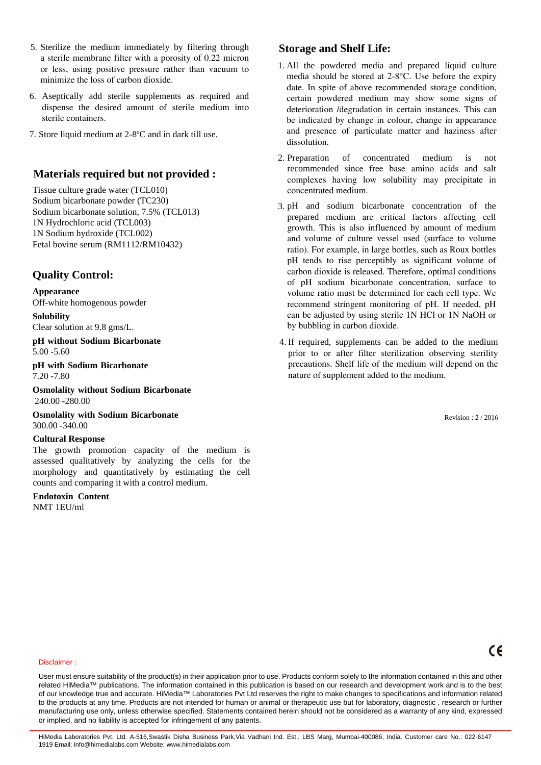5. Sterilize the medium immediately by filtering through a sterile membrane filter with a porosity of 0.22 micron or less, using positive pressure rather than vacuum to minimize the loss of carbon dioxide.
6. Aseptically add sterile supplements as required and dispense the desired amount of sterile medium into sterile containers.
7. Store liquid medium at 2-8ºC and in dark till use.

## Materials required but not provided :

Tissue culture grade water (TCL010)
Sodium bicarbonate powder (TC230)
Sodium bicarbonate solution, 7.5% (TCL013)
1N Hydrochloric acid (TCL003)
1N Sodium hydroxide (TCL002)
Fetal bovine serum (RM1112/RM10432)

## Quality Control:

**Appearance**
Off-white homogenous powder

**Solubility**
Clear solution at 9.8 gms/L.

**pH without Sodium Bicarbonate**
5.00 -5.60

**pH with Sodium Bicarbonate**
7.20 -7.80

**Osmolality without Sodium Bicarbonate**
240.00 -280.00

**Osmolality with Sodium Bicarbonate**
300.00 -340.00

**Cultural Response**
The growth promotion capacity of the medium is assessed qualitatively by analyzing the cells for the morphology and quantitatively by estimating the cell counts and comparing it with a control medium.

**Endotoxin Content**
NMT 1EU/ml

## Storage and Shelf Life:

1. All the powdered media and prepared liquid culture media should be stored at 2-8°C. Use before the expiry date. In spite of above recommended storage condition, certain powdered medium may show some signs of deterioration /degradation in certain instances. This can be indicated by change in colour, change in appearance and presence of particulate matter and haziness after dissolution.
2. Preparation of concentrated medium is not recommended since free base amino acids and salt complexes having low solubility may precipitate in concentrated medium.
3. pH and sodium bicarbonate concentration of the prepared medium are critical factors affecting cell growth. This is also influenced by amount of medium and volume of culture vessel used (surface to volume ratio). For example, in large bottles, such as Roux bottles pH tends to rise perceptibly as significant volume of carbon dioxide is released. Therefore, optimal conditions of pH sodium bicarbonate concentration, surface to volume ratio must be determined for each cell type. We recommend stringent monitoring of pH. If needed, pH can be adjusted by using sterile 1N HCl or 1N NaOH or by bubbling in carbon dioxide.
4. If required, supplements can be added to the medium prior to or after filter sterilization observing sterility precautions. Shelf life of the medium will depend on the nature of supplement added to the medium.

Revision : 2 / 2016

Disclaimer :

User must ensure suitability of the product(s) in their application prior to use. Products conform solely to the information contained in this and other related HiMedia™ publications. The information contained in this publication is based on our research and development work and is to the best of our knowledge true and accurate. HiMedia™ Laboratories Pvt Ltd reserves the right to make changes to specifications and information related to the products at any time. Products are not intended for human or animal or therapeutic use but for laboratory, diagnostic , research or further manufacturing use only, unless otherwise specified. Statements contained herein should not be considered as a warranty of any kind, expressed or implied, and no liability is accepted for infringement of any patents.

HiMedia Laboratories Pvt. Ltd. A-516,Swastik Disha Business Park,Via Vadhani Ind. Est., LBS Marg, Mumbai-400086, India. Customer care No.: 022-6147 1919 Email: info@himedialabs.com Website: www.himedialabs.com